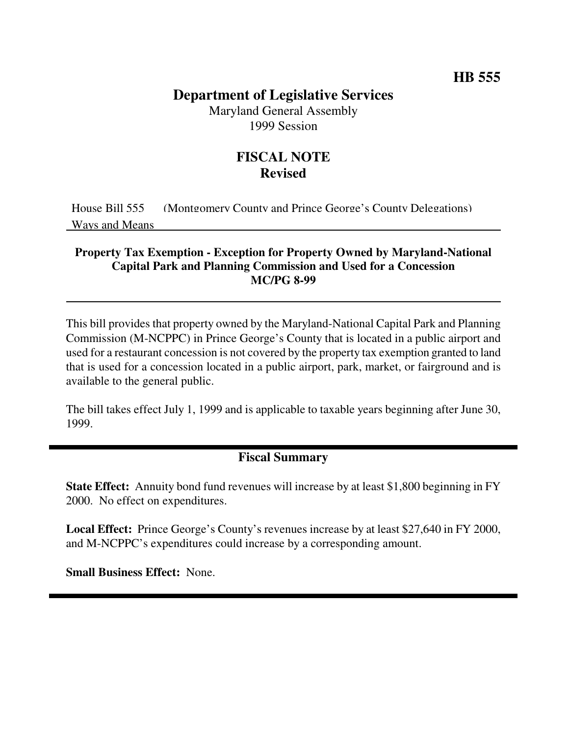**HB 555**

# Department of Legislative Services

Maryland General Assembly
1999 Session

## FISCAL NOTE
**Revised**

House Bill 555 (Montgomery County and Prince George's County Delegations)
Ways and Means

**Property Tax Exemption - Exception for Property Owned by Maryland-National Capital Park and Planning Commission and Used for a Concession**
**MC/PG 8-99**

This bill provides that property owned by the Maryland-National Capital Park and Planning Commission (M-NCPPC) in Prince George's County that is located in a public airport and used for a restaurant concession is not covered by the property tax exemption granted to land that is used for a concession located in a public airport, park, market, or fairground and is available to the general public.

The bill takes effect July 1, 1999 and is applicable to taxable years beginning after June 30, 1999.

## Fiscal Summary

**State Effect:** Annuity bond fund revenues will increase by at least $1,800 beginning in FY 2000. No effect on expenditures.

**Local Effect:** Prince George's County's revenues increase by at least $27,640 in FY 2000, and M-NCPPC's expenditures could increase by a corresponding amount.

**Small Business Effect:** None.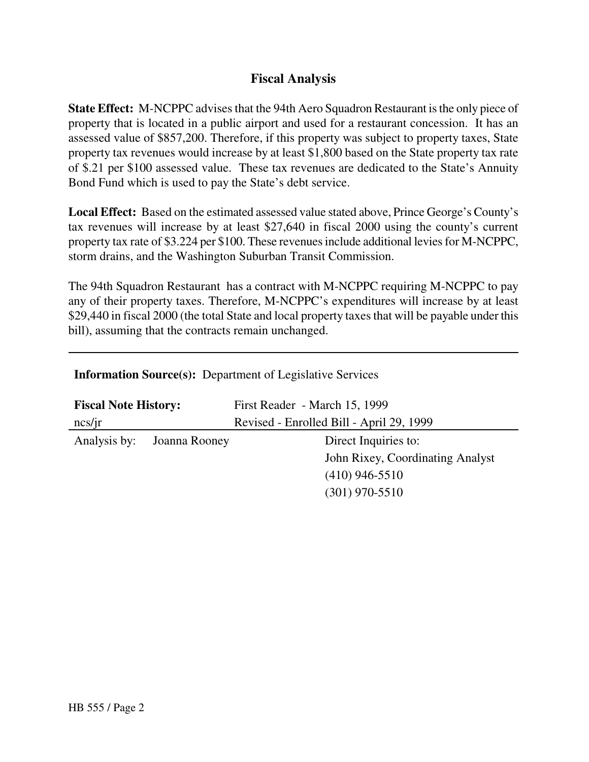## Fiscal Analysis

**State Effect:** M-NCPPC advises that the 94th Aero Squadron Restaurant is the only piece of property that is located in a public airport and used for a restaurant concession. It has an assessed value of $857,200. Therefore, if this property was subject to property taxes, State property tax revenues would increase by at least $1,800 based on the State property tax rate of $.21 per $100 assessed value. These tax revenues are dedicated to the State's Annuity Bond Fund which is used to pay the State's debt service.

**Local Effect:** Based on the estimated assessed value stated above, Prince George's County's tax revenues will increase by at least $27,640 in fiscal 2000 using the county's current property tax rate of $3.224 per $100. These revenues include additional levies for M-NCPPC, storm drains, and the Washington Suburban Transit Commission.

The 94th Squadron Restaurant has a contract with M-NCPPC requiring M-NCPPC to pay any of their property taxes. Therefore, M-NCPPC's expenditures will increase by at least $29,440 in fiscal 2000 (the total State and local property taxes that will be payable under this bill), assuming that the contracts remain unchanged.

---

**Information Source(s):** Department of Legislative Services

**Fiscal Note History:** First Reader - March 15, 1999
ncs/jr Revised - Enrolled Bill - April 29, 1999

Analysis by: Joanna Rooney

Direct Inquiries to:
John Rixey, Coordinating Analyst
(410) 946-5510
(301) 970-5510